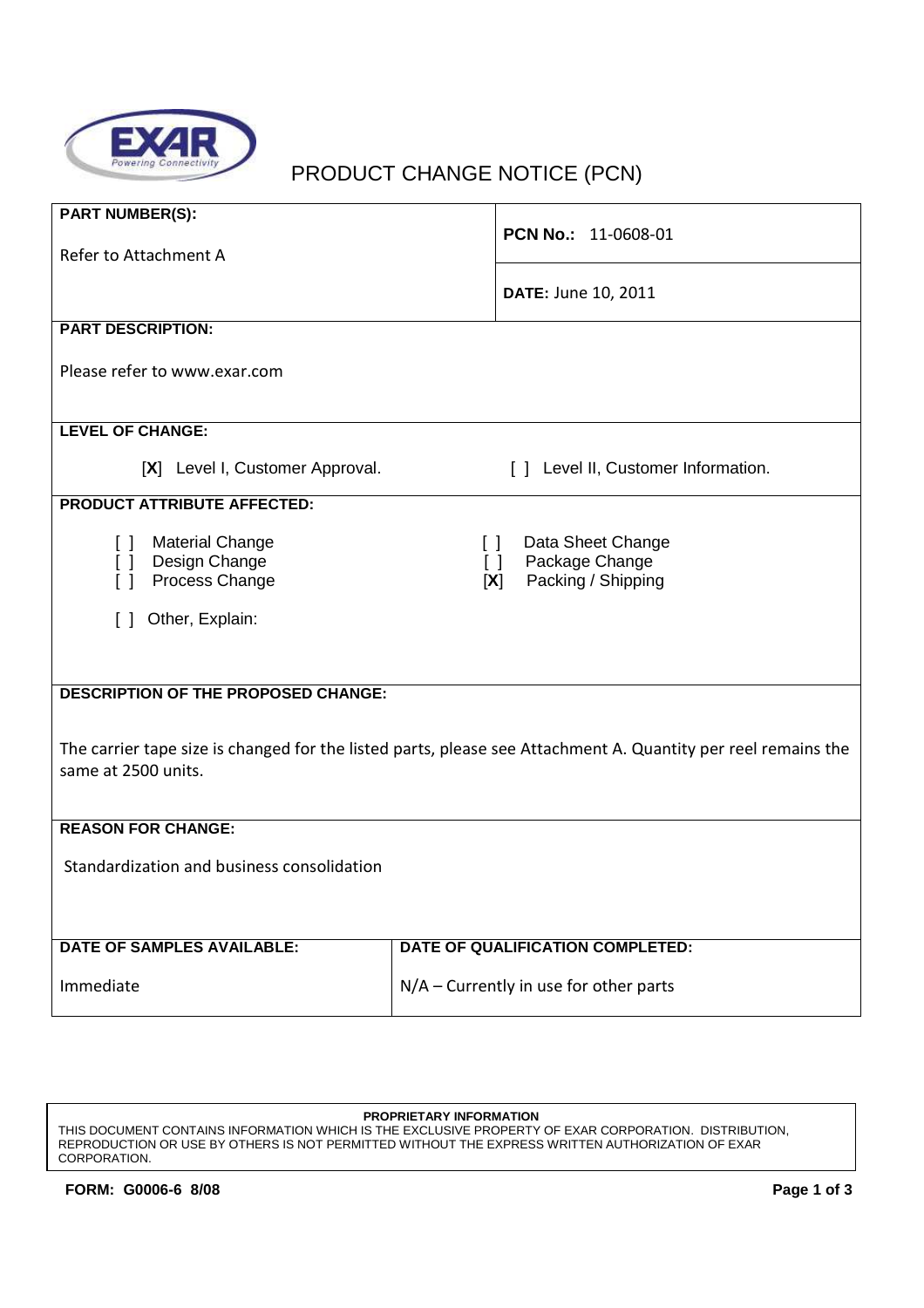# PRODUCT CHANGE NOTICE (PCN)

| **PART NUMBER(S):** | |
|---|---|
| Refer to Attachment A | **PCN No.:** 11-0608-01 |
| | **DATE:** June 10, 2011 |

**PART DESCRIPTION:**

Please refer to www.exar.com

**LEVEL OF CHANGE:**

[X] Level I, Customer Approval.   [ ] Level II, Customer Information.

**PRODUCT ATTRIBUTE AFFECTED:**

- [ ] Material Change
- [ ] Design Change
- [ ] Process Change
- [ ] Data Sheet Change
- [ ] Package Change
- [X] Packing / Shipping
- [ ] Other, Explain:

**DESCRIPTION OF THE PROPOSED CHANGE:**

The carrier tape size is changed for the listed parts, please see Attachment A. Quantity per reel remains the same at 2500 units.

**REASON FOR CHANGE:**

Standardization and business consolidation

| **DATE OF SAMPLES AVAILABLE:** | **DATE OF QUALIFICATION COMPLETED:** |
|---|---|
| Immediate | N/A – Currently in use for other parts |

**PROPRIETARY INFORMATION**

THIS DOCUMENT CONTAINS INFORMATION WHICH IS THE EXCLUSIVE PROPERTY OF EXAR CORPORATION. DISTRIBUTION, REPRODUCTION OR USE BY OTHERS IS NOT PERMITTED WITHOUT THE EXPRESS WRITTEN AUTHORIZATION OF EXAR CORPORATION.

**FORM: G0006-6 8/08**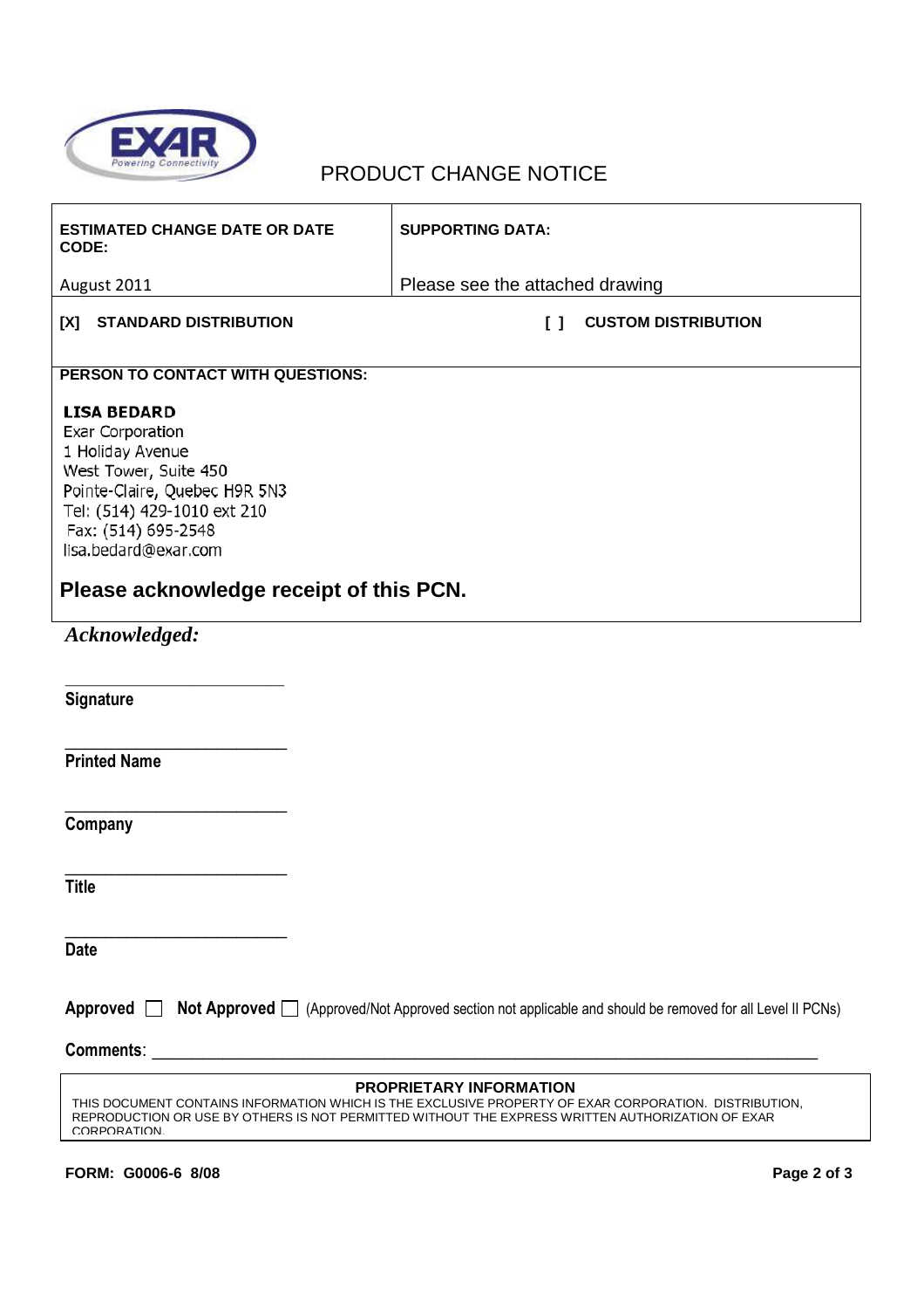# PRODUCT CHANGE NOTICE

| ESTIMATED CHANGE DATE OR DATE CODE: | SUPPORTING DATA: |
|---|---|
| August 2011 | Please see the attached drawing |
| [X] STANDARD DISTRIBUTION | [ ] CUSTOM DISTRIBUTION |

**PERSON TO CONTACT WITH QUESTIONS:**

**LISA BEDARD**
Exar Corporation
1 Holiday Avenue
West Tower, Suite 450
Pointe-Claire, Quebec H9R 5N3
Tel: (514) 429-1010 ext 210
Fax: (514) 695-2548
lisa.bedard@exar.com

## Please acknowledge receipt of this PCN.

***Acknowledged:***

\_\_\_\_\_\_\_\_\_\_\_\_\_\_\_\_\_\_\_\_\_\_\_\_\_\_
**Signature**

\_\_\_\_\_\_\_\_\_\_\_\_\_\_\_\_\_\_\_\_\_\_\_\_\_\_
**Printed Name**

\_\_\_\_\_\_\_\_\_\_\_\_\_\_\_\_\_\_\_\_\_\_\_\_\_\_
**Company**

\_\_\_\_\_\_\_\_\_\_\_\_\_\_\_\_\_\_\_\_\_\_\_\_\_\_
**Title**

\_\_\_\_\_\_\_\_\_\_\_\_\_\_\_\_\_\_\_\_\_\_\_\_\_\_
**Date**

**Approved** ☐ **Not Approved** ☐ (Approved/Not Approved section not applicable and should be removed for all Level II PCNs)

**Comments**: \_\_\_\_\_\_\_\_\_\_\_\_\_\_\_\_\_\_\_\_\_\_\_\_\_\_\_\_\_\_\_\_\_\_\_\_\_\_\_\_\_\_\_\_\_\_\_\_\_\_\_\_\_\_\_\_\_\_\_\_\_\_\_\_\_\_\_\_\_\_

**PROPRIETARY INFORMATION**

THIS DOCUMENT CONTAINS INFORMATION WHICH IS THE EXCLUSIVE PROPERTY OF EXAR CORPORATION. DISTRIBUTION, REPRODUCTION OR USE BY OTHERS IS NOT PERMITTED WITHOUT THE EXPRESS WRITTEN AUTHORIZATION OF EXAR CORPORATION.

**FORM: G0006-6 8/08**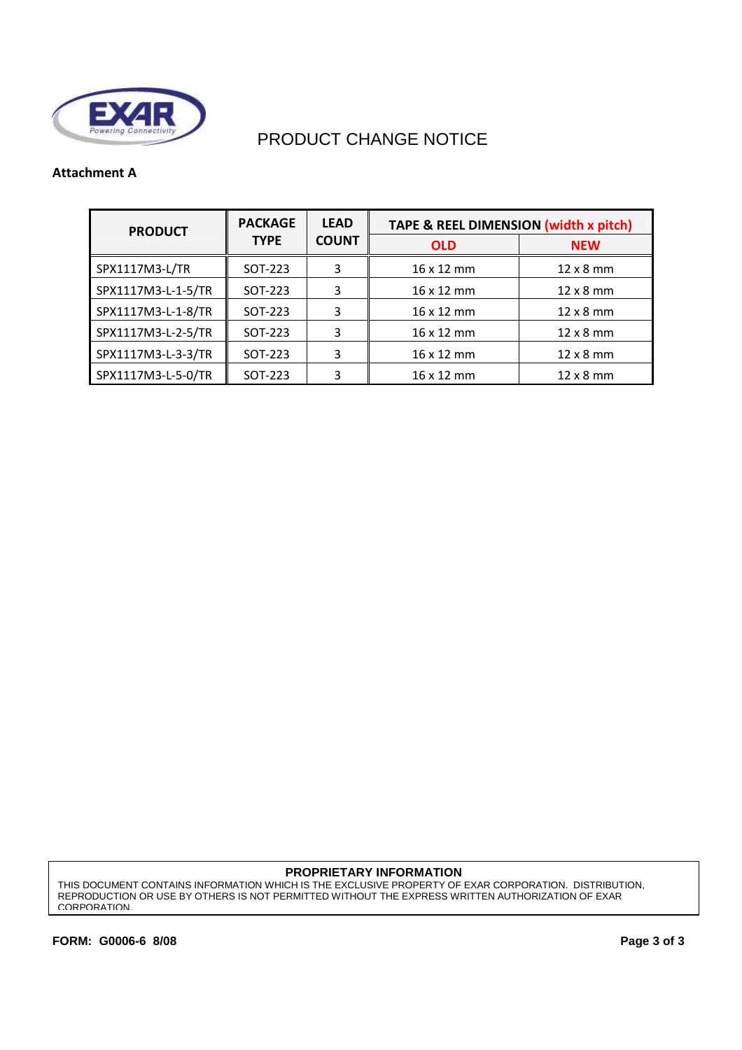# PRODUCT CHANGE NOTICE

**Attachment A**

| PRODUCT | PACKAGE TYPE | LEAD COUNT | TAPE & REEL DIMENSION (width x pitch) | |
|---|---|---|---|---|
| | | | OLD | NEW |
| SPX1117M3-L/TR | SOT-223 | 3 | 16 x 12 mm | 12 x 8 mm |
| SPX1117M3-L-1-5/TR | SOT-223 | 3 | 16 x 12 mm | 12 x 8 mm |
| SPX1117M3-L-1-8/TR | SOT-223 | 3 | 16 x 12 mm | 12 x 8 mm |
| SPX1117M3-L-2-5/TR | SOT-223 | 3 | 16 x 12 mm | 12 x 8 mm |
| SPX1117M3-L-3-3/TR | SOT-223 | 3 | 16 x 12 mm | 12 x 8 mm |
| SPX1117M3-L-5-0/TR | SOT-223 | 3 | 16 x 12 mm | 12 x 8 mm |

**PROPRIETARY INFORMATION**

THIS DOCUMENT CONTAINS INFORMATION WHICH IS THE EXCLUSIVE PROPERTY OF EXAR CORPORATION. DISTRIBUTION, REPRODUCTION OR USE BY OTHERS IS NOT PERMITTED WITHOUT THE EXPRESS WRITTEN AUTHORIZATION OF EXAR CORPORATION.

**FORM: G0006-6 8/08**